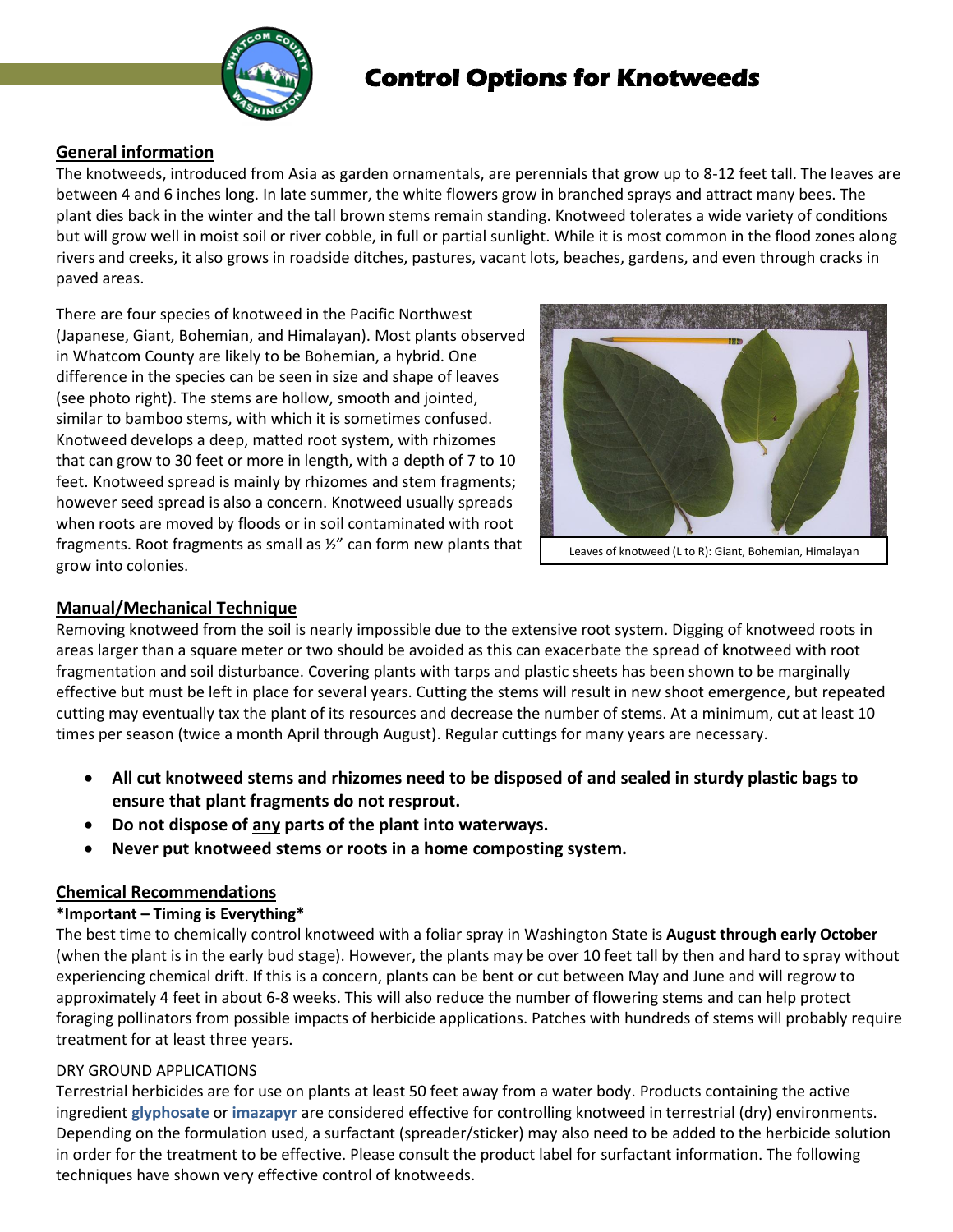# Control Options for Knotweeds

## General information

The knotweeds, introduced from Asia as garden ornamentals, are perennials that grow up to 8-12 feet tall. The leaves are between 4 and 6 inches long. In late summer, the white flowers grow in branched sprays and attract many bees. The plant dies back in the winter and the tall brown stems remain standing. Knotweed tolerates a wide variety of conditions but will grow well in moist soil or river cobble, in full or partial sunlight. While it is most common in the flood zones along rivers and creeks, it also grows in roadside ditches, pastures, vacant lots, beaches, gardens, and even through cracks in paved areas.

There are four species of knotweed in the Pacific Northwest (Japanese, Giant, Bohemian, and Himalayan). Most plants observed in Whatcom County are likely to be Bohemian, a hybrid. One difference in the species can be seen in size and shape of leaves (see photo right). The stems are hollow, smooth and jointed, similar to bamboo stems, with which it is sometimes confused. Knotweed develops a deep, matted root system, with rhizomes that can grow to 30 feet or more in length, with a depth of 7 to 10 feet. Knotweed spread is mainly by rhizomes and stem fragments; however seed spread is also a concern. Knotweed usually spreads when roots are moved by floods or in soil contaminated with root fragments. Root fragments as small as ½" can form new plants that grow into colonies.

Leaves of knotweed (L to R): Giant, Bohemian, Himalayan

## Manual/Mechanical Technique

Removing knotweed from the soil is nearly impossible due to the extensive root system. Digging of knotweed roots in areas larger than a square meter or two should be avoided as this can exacerbate the spread of knotweed with root fragmentation and soil disturbance. Covering plants with tarps and plastic sheets has been shown to be marginally effective but must be left in place for several years. Cutting the stems will result in new shoot emergence, but repeated cutting may eventually tax the plant of its resources and decrease the number of stems. At a minimum, cut at least 10 times per season (twice a month April through August). Regular cuttings for many years are necessary.

- **All cut knotweed stems and rhizomes need to be disposed of and sealed in sturdy plastic bags to ensure that plant fragments do not resprout.**
- **Do not dispose of <u>any</u> parts of the plant into waterways.**
- **Never put knotweed stems or roots in a home composting system.**

## Chemical Recommendations

### *Important – Timing is Everything*

The best time to chemically control knotweed with a foliar spray in Washington State is **August through early October** (when the plant is in the early bud stage). However, the plants may be over 10 feet tall by then and hard to spray without experiencing chemical drift. If this is a concern, plants can be bent or cut between May and June and will regrow to approximately 4 feet in about 6-8 weeks. This will also reduce the number of flowering stems and can help protect foraging pollinators from possible impacts of herbicide applications. Patches with hundreds of stems will probably require treatment for at least three years.

DRY GROUND APPLICATIONS

Terrestrial herbicides are for use on plants at least 50 feet away from a water body. Products containing the active ingredient **glyphosate** or **imazapyr** are considered effective for controlling knotweed in terrestrial (dry) environments. Depending on the formulation used, a surfactant (spreader/sticker) may also need to be added to the herbicide solution in order for the treatment to be effective. Please consult the product label for surfactant information. The following techniques have shown very effective control of knotweeds.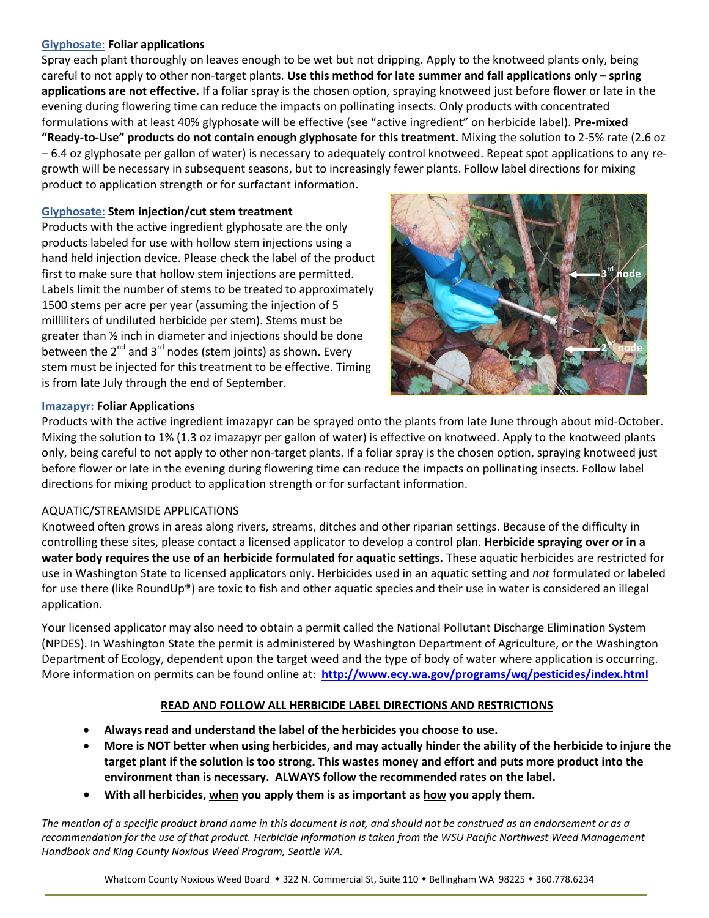**Glyphosate: Foliar applications**

Spray each plant thoroughly on leaves enough to be wet but not dripping. Apply to the knotweed plants only, being careful to not apply to other non-target plants. **Use this method for late summer and fall applications only – spring applications are not effective.** If a foliar spray is the chosen option, spraying knotweed just before flower or late in the evening during flowering time can reduce the impacts on pollinating insects. Only products with concentrated formulations with at least 40% glyphosate will be effective (see "active ingredient" on herbicide label). **Pre-mixed "Ready-to-Use" products do not contain enough glyphosate for this treatment.** Mixing the solution to 2-5% rate (2.6 oz – 6.4 oz glyphosate per gallon of water) is necessary to adequately control knotweed. Repeat spot applications to any re-growth will be necessary in subsequent seasons, but to increasingly fewer plants. Follow label directions for mixing product to application strength or for surfactant information.

**Glyphosate: Stem injection/cut stem treatment**

Products with the active ingredient glyphosate are the only products labeled for use with hollow stem injections using a hand held injection device. Please check the label of the product first to make sure that hollow stem injections are permitted. Labels limit the number of stems to be treated to approximately 1500 stems per acre per year (assuming the injection of 5 milliliters of undiluted herbicide per stem). Stems must be greater than ½ inch in diameter and injections should be done between the 2nd and 3rd nodes (stem joints) as shown. Every stem must be injected for this treatment to be effective. Timing is from late July through the end of September.

3rd node

2nd node

**Imazapyr: Foliar Applications**

Products with the active ingredient imazapyr can be sprayed onto the plants from late June through about mid-October. Mixing the solution to 1% (1.3 oz imazapyr per gallon of water) is effective on knotweed. Apply to the knotweed plants only, being careful to not apply to other non-target plants. If a foliar spray is the chosen option, spraying knotweed just before flower or late in the evening during flowering time can reduce the impacts on pollinating insects. Follow label directions for mixing product to application strength or for surfactant information.

AQUATIC/STREAMSIDE APPLICATIONS

Knotweed often grows in areas along rivers, streams, ditches and other riparian settings. Because of the difficulty in controlling these sites, please contact a licensed applicator to develop a control plan. **Herbicide spraying over or in a water body requires the use of an herbicide formulated for aquatic settings.** These aquatic herbicides are restricted for use in Washington State to licensed applicators only. Herbicides used in an aquatic setting and *not* formulated or labeled for use there (like RoundUp®) are toxic to fish and other aquatic species and their use in water is considered an illegal application.

Your licensed applicator may also need to obtain a permit called the National Pollutant Discharge Elimination System (NPDES). In Washington State the permit is administered by Washington Department of Agriculture, or the Washington Department of Ecology, dependent upon the target weed and the type of body of water where application is occurring. More information on permits can be found online at: **http://www.ecy.wa.gov/programs/wq/pesticides/index.html**

**READ AND FOLLOW ALL HERBICIDE LABEL DIRECTIONS AND RESTRICTIONS**

- **Always read and understand the label of the herbicides you choose to use.**
- **More is NOT better when using herbicides, and may actually hinder the ability of the herbicide to injure the target plant if the solution is too strong. This wastes money and effort and puts more product into the environment than is necessary. ALWAYS follow the recommended rates on the label.**
- **With all herbicides, when you apply them is as important as how you apply them.**

*The mention of a specific product brand name in this document is not, and should not be construed as an endorsement or as a recommendation for the use of that product. Herbicide information is taken from the WSU Pacific Northwest Weed Management Handbook and King County Noxious Weed Program, Seattle WA.*

Whatcom County Noxious Weed Board ◆ 322 N. Commercial St, Suite 110 ◆ Bellingham WA 98225 ◆ 360.778.6234